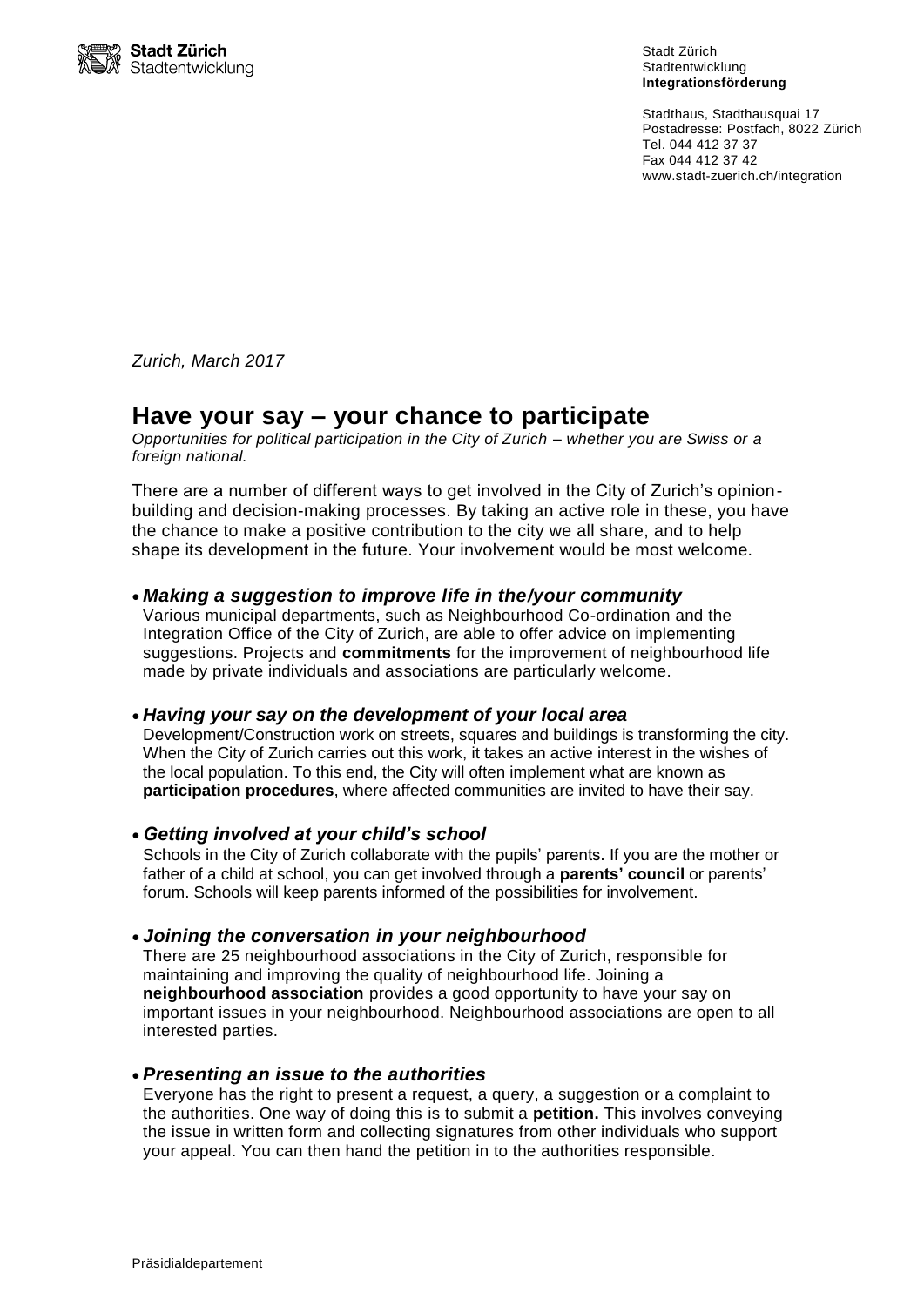**Stadt Zürich**
Stadtentwicklung

Stadt Zürich
Stadtentwicklung
**Integrationsförderung**

Stadthaus, Stadthausquai 17
Postadresse: Postfach, 8022 Zürich
Tel. 044 412 37 37
Fax 044 412 37 42
www.stadt-zuerich.ch/integration

*Zurich, March 2017*

# Have your say – your chance to participate

*Opportunities for political participation in the City of Zurich – whether you are Swiss or a foreign national.*

There are a number of different ways to get involved in the City of Zurich's opinion-building and decision-making processes. By taking an active role in these, you have the chance to make a positive contribution to the city we all share, and to help shape its development in the future. Your involvement would be most welcome.

- ***Making a suggestion to improve life in the/your community***
  Various municipal departments, such as Neighbourhood Co-ordination and the Integration Office of the City of Zurich, are able to offer advice on implementing suggestions. Projects and **commitments** for the improvement of neighbourhood life made by private individuals and associations are particularly welcome.

- ***Having your say on the development of your local area***
  Development/Construction work on streets, squares and buildings is transforming the city. When the City of Zurich carries out this work, it takes an active interest in the wishes of the local population. To this end, the City will often implement what are known as **participation procedures**, where affected communities are invited to have their say.

- ***Getting involved at your child's school***
  Schools in the City of Zurich collaborate with the pupils' parents. If you are the mother or father of a child at school, you can get involved through a **parents' council** or parents' forum. Schools will keep parents informed of the possibilities for involvement.

- ***Joining the conversation in your neighbourhood***
  There are 25 neighbourhood associations in the City of Zurich, responsible for maintaining and improving the quality of neighbourhood life. Joining a **neighbourhood association** provides a good opportunity to have your say on important issues in your neighbourhood. Neighbourhood associations are open to all interested parties.

- ***Presenting an issue to the authorities***
  Everyone has the right to present a request, a query, a suggestion or a complaint to the authorities. One way of doing this is to submit a **petition.** This involves conveying the issue in written form and collecting signatures from other individuals who support your appeal. You can then hand the petition in to the authorities responsible.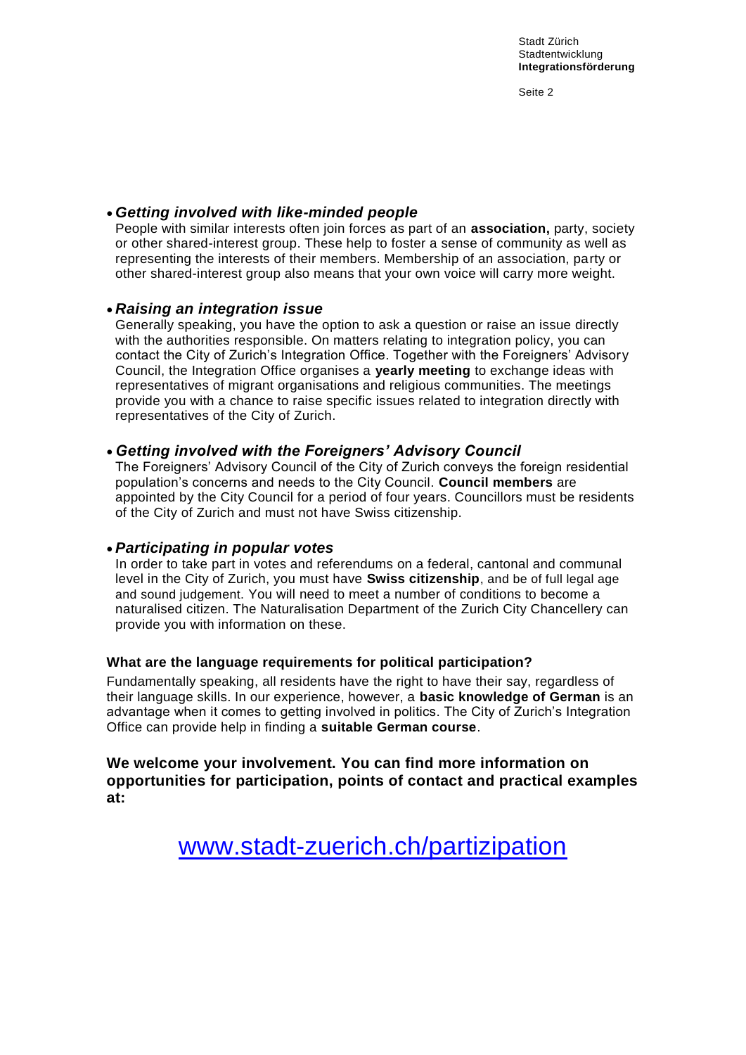- ***Getting involved with like-minded people***
  People with similar interests often join forces as part of an **association,** party, society or other shared-interest group. These help to foster a sense of community as well as representing the interests of their members. Membership of an association, party or other shared-interest group also means that your own voice will carry more weight.

- ***Raising an integration issue***
  Generally speaking, you have the option to ask a question or raise an issue directly with the authorities responsible. On matters relating to integration policy, you can contact the City of Zurich's Integration Office. Together with the Foreigners' Advisory Council, the Integration Office organises a **yearly meeting** to exchange ideas with representatives of migrant organisations and religious communities. The meetings provide you with a chance to raise specific issues related to integration directly with representatives of the City of Zurich.

- ***Getting involved with the Foreigners' Advisory Council***
  The Foreigners' Advisory Council of the City of Zurich conveys the foreign residential population's concerns and needs to the City Council. **Council members** are appointed by the City Council for a period of four years. Councillors must be residents of the City of Zurich and must not have Swiss citizenship.

- ***Participating in popular votes***
  In order to take part in votes and referendums on a federal, cantonal and communal level in the City of Zurich, you must have **Swiss citizenship**, and be of full legal age and sound judgement. You will need to meet a number of conditions to become a naturalised citizen. The Naturalisation Department of the Zurich City Chancellery can provide you with information on these.

**What are the language requirements for political participation?**

Fundamentally speaking, all residents have the right to have their say, regardless of their language skills. In our experience, however, a **basic knowledge of German** is an advantage when it comes to getting involved in politics. The City of Zurich's Integration Office can provide help in finding a **suitable German course**.

**We welcome your involvement. You can find more information on opportunities for participation, points of contact and practical examples at:**

www.stadt-zuerich.ch/partizipation